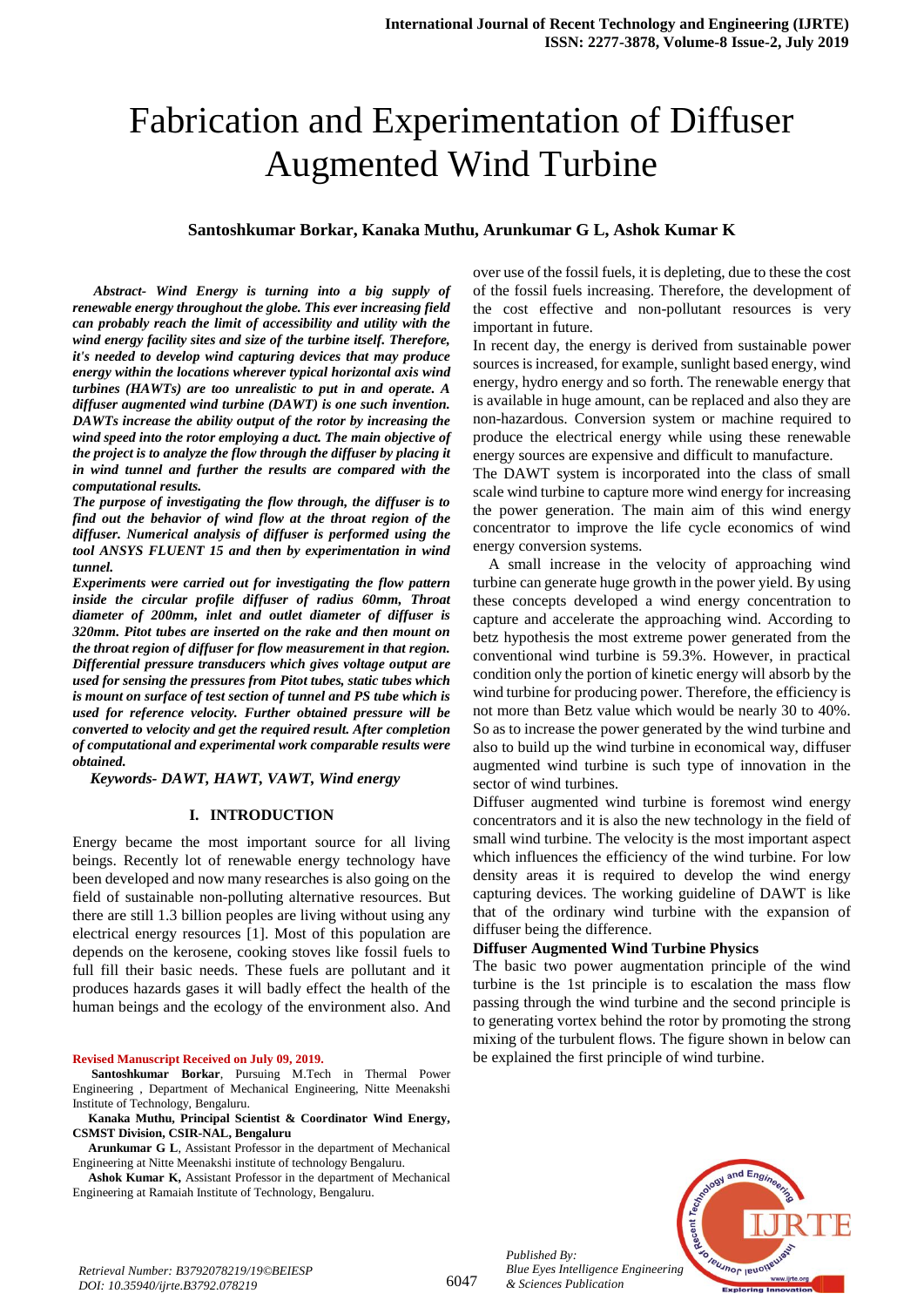# Fabrication and Experimentation of Diffuser Augmented Wind Turbine

**Santoshkumar Borkar, Kanaka Muthu, Arunkumar G L, Ashok Kumar K**

***Abstract- Wind Energy is turning into a big supply of renewable energy throughout the globe. This ever increasing field can probably reach the limit of accessibility and utility with the wind energy facility sites and size of the turbine itself. Therefore, it's needed to develop wind capturing devices that may produce energy within the locations wherever typical horizontal axis wind turbines (HAWTs) are too unrealistic to put in and operate. A diffuser augmented wind turbine (DAWT) is one such invention. DAWTs increase the ability output of the rotor by increasing the wind speed into the rotor employing a duct. The main objective of the project is to analyze the flow through the diffuser by placing it in wind tunnel and further the results are compared with the computational results.***

***The purpose of investigating the flow through, the diffuser is to find out the behavior of wind flow at the throat region of the diffuser. Numerical analysis of diffuser is performed using the tool ANSYS FLUENT 15 and then by experimentation in wind tunnel.***

***Experiments were carried out for investigating the flow pattern inside the circular profile diffuser of radius 60mm, Throat diameter of 200mm, inlet and outlet diameter of diffuser is 320mm. Pitot tubes are inserted on the rake and then mount on the throat region of diffuser for flow measurement in that region. Differential pressure transducers which gives voltage output are used for sensing the pressures from Pitot tubes, static tubes which is mount on surface of test section of tunnel and PS tube which is used for reference velocity. Further obtained pressure will be converted to velocity and get the required result. After completion of computational and experimental work comparable results were obtained.***

***Keywords- DAWT, HAWT, VAWT, Wind energy***

## I. INTRODUCTION

Energy became the most important source for all living beings. Recently lot of renewable energy technology have been developed and now many researches is also going on the field of sustainable non-polluting alternative resources. But there are still 1.3 billion peoples are living without using any electrical energy resources [1]. Most of this population are depends on the kerosene, cooking stoves like fossil fuels to full fill their basic needs. These fuels are pollutant and it produces hazards gases it will badly effect the health of the human beings and the ecology of the environment also. And over use of the fossil fuels, it is depleting, due to these the cost of the fossil fuels increasing. Therefore, the development of the cost effective and non-pollutant resources is very important in future.

In recent day, the energy is derived from sustainable power sources is increased, for example, sunlight based energy, wind energy, hydro energy and so forth. The renewable energy that is available in huge amount, can be replaced and also they are non-hazardous. Conversion system or machine required to produce the electrical energy while using these renewable energy sources are expensive and difficult to manufacture.

The DAWT system is incorporated into the class of small scale wind turbine to capture more wind energy for increasing the power generation. The main aim of this wind energy concentrator to improve the life cycle economics of wind energy conversion systems.

A small increase in the velocity of approaching wind turbine can generate huge growth in the power yield. By using these concepts developed a wind energy concentration to capture and accelerate the approaching wind. According to betz hypothesis the most extreme power generated from the conventional wind turbine is 59.3%. However, in practical condition only the portion of kinetic energy will absorb by the wind turbine for producing power. Therefore, the efficiency is not more than Betz value which would be nearly 30 to 40%. So as to increase the power generated by the wind turbine and also to build up the wind turbine in economical way, diffuser augmented wind turbine is such type of innovation in the sector of wind turbines.

Diffuser augmented wind turbine is foremost wind energy concentrators and it is also the new technology in the field of small wind turbine. The velocity is the most important aspect which influences the efficiency of the wind turbine. For low density areas it is required to develop the wind energy capturing devices. The working guideline of DAWT is like that of the ordinary wind turbine with the expansion of diffuser being the difference.

**Diffuser Augmented Wind Turbine Physics**

The basic two power augmentation principle of the wind turbine is the 1st principle is to escalation the mass flow passing through the wind turbine and the second principle is to generating vortex behind the rotor by promoting the strong mixing of the turbulent flows. The figure shown in below can be explained the first principle of wind turbine.

**Revised Manuscript Received on July 09, 2019.**

**Santoshkumar Borkar**, Pursuing M.Tech in Thermal Power Engineering , Department of Mechanical Engineering, Nitte Meenakshi Institute of Technology, Bengaluru.

**Kanaka Muthu, Principal Scientist & Coordinator Wind Energy, CSMST Division, CSIR-NAL, Bengaluru**

**Arunkumar G L**, Assistant Professor in the department of Mechanical Engineering at Nitte Meenakshi institute of technology Bengaluru.

**Ashok Kumar K,** Assistant Professor in the department of Mechanical Engineering at Ramaiah Institute of Technology, Bengaluru.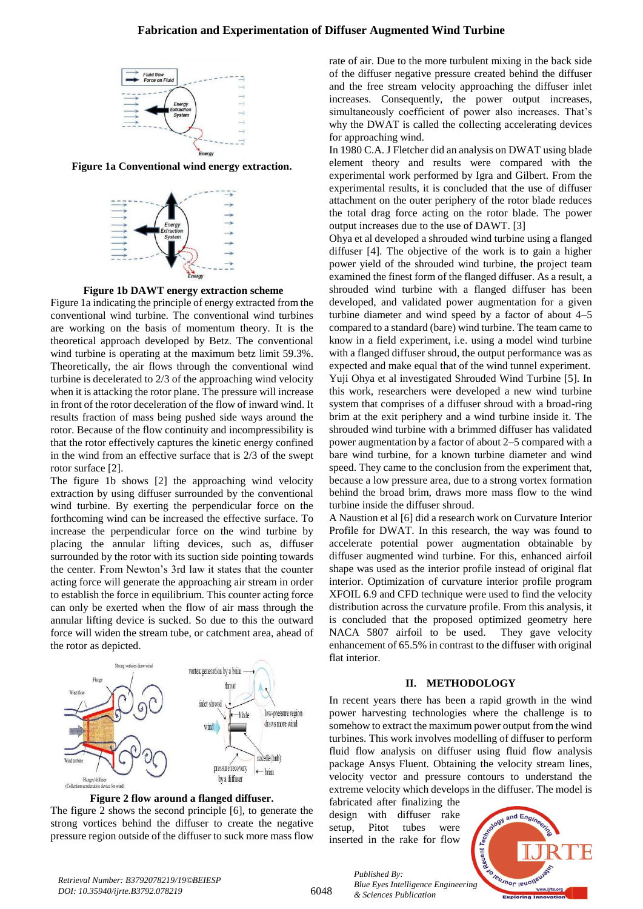**Figure 1a Conventional wind energy extraction.**

**Figure 1b DAWT energy extraction scheme**

Figure 1a indicating the principle of energy extracted from the conventional wind turbine. The conventional wind turbines are working on the basis of momentum theory. It is the theoretical approach developed by Betz. The conventional wind turbine is operating at the maximum betz limit 59.3%. Theoretically, the air flows through the conventional wind turbine is decelerated to 2/3 of the approaching wind velocity when it is attacking the rotor plane. The pressure will increase in front of the rotor deceleration of the flow of inward wind. It results fraction of mass being pushed side ways around the rotor. Because of the flow continuity and incompressibility is that the rotor effectively captures the kinetic energy confined in the wind from an effective surface that is 2/3 of the swept rotor surface [2].

The figure 1b shows [2] the approaching wind velocity extraction by using diffuser surrounded by the conventional wind turbine. By exerting the perpendicular force on the forthcoming wind can be increased the effective surface. To increase the perpendicular force on the wind turbine by placing the annular lifting devices, such as, diffuser surrounded by the rotor with its suction side pointing towards the center. From Newton's 3rd law it states that the counter acting force will generate the approaching air stream in order to establish the force in equilibrium. This counter acting force can only be exerted when the flow of air mass through the annular lifting device is sucked. So due to this the outward force will widen the stream tube, or catchment area, ahead of the rotor as depicted.

**Figure 2 flow around a flanged diffuser.**

The figure 2 shows the second principle [6], to generate the strong vortices behind the diffuser to create the negative pressure region outside of the diffuser to suck more mass flow rate of air. Due to the more turbulent mixing in the back side of the diffuser negative pressure created behind the diffuser and the free stream velocity approaching the diffuser inlet increases. Consequently, the power output increases, simultaneously coefficient of power also increases. That's why the DWAT is called the collecting accelerating devices for approaching wind.

In 1980 C.A. J Fletcher did an analysis on DWAT using blade element theory and results were compared with the experimental work performed by Igra and Gilbert. From the experimental results, it is concluded that the use of diffuser attachment on the outer periphery of the rotor blade reduces the total drag force acting on the rotor blade. The power output increases due to the use of DAWT. [3]

Ohya et al developed a shrouded wind turbine using a flanged diffuser [4]. The objective of the work is to gain a higher power yield of the shrouded wind turbine, the project team examined the finest form of the flanged diffuser. As a result, a shrouded wind turbine with a flanged diffuser has been developed, and validated power augmentation for a given turbine diameter and wind speed by a factor of about 4–5 compared to a standard (bare) wind turbine. The team came to know in a field experiment, i.e. using a model wind turbine with a flanged diffuser shroud, the output performance was as expected and make equal that of the wind tunnel experiment.

Yuji Ohya et al investigated Shrouded Wind Turbine [5]. In this work, researchers were developed a new wind turbine system that comprises of a diffuser shroud with a broad-ring brim at the exit periphery and a wind turbine inside it. The shrouded wind turbine with a brimmed diffuser has validated power augmentation by a factor of about 2–5 compared with a bare wind turbine, for a known turbine diameter and wind speed. They came to the conclusion from the experiment that, because a low pressure area, due to a strong vortex formation behind the broad brim, draws more mass flow to the wind turbine inside the diffuser shroud.

A Naustion et al [6] did a research work on Curvature Interior Profile for DWAT. In this research, the way was found to accelerate potential power augmentation obtainable by diffuser augmented wind turbine. For this, enhanced airfoil shape was used as the interior profile instead of original flat interior. Optimization of curvature interior profile program XFOIL 6.9 and CFD technique were used to find the velocity distribution across the curvature profile. From this analysis, it is concluded that the proposed optimized geometry here NACA 5807 airfoil to be used. They gave velocity enhancement of 65.5% in contrast to the diffuser with original flat interior.

## II. METHODOLOGY

In recent years there has been a rapid growth in the wind power harvesting technologies where the challenge is to somehow to extract the maximum power output from the wind turbines. This work involves modelling of diffuser to perform fluid flow analysis on diffuser using fluid flow analysis package Ansys Fluent. Obtaining the velocity stream lines, velocity vector and pressure contours to understand the extreme velocity which develops in the diffuser. The model is fabricated after finalizing the design with diffuser rake setup, Pitot tubes were inserted in the rake for flow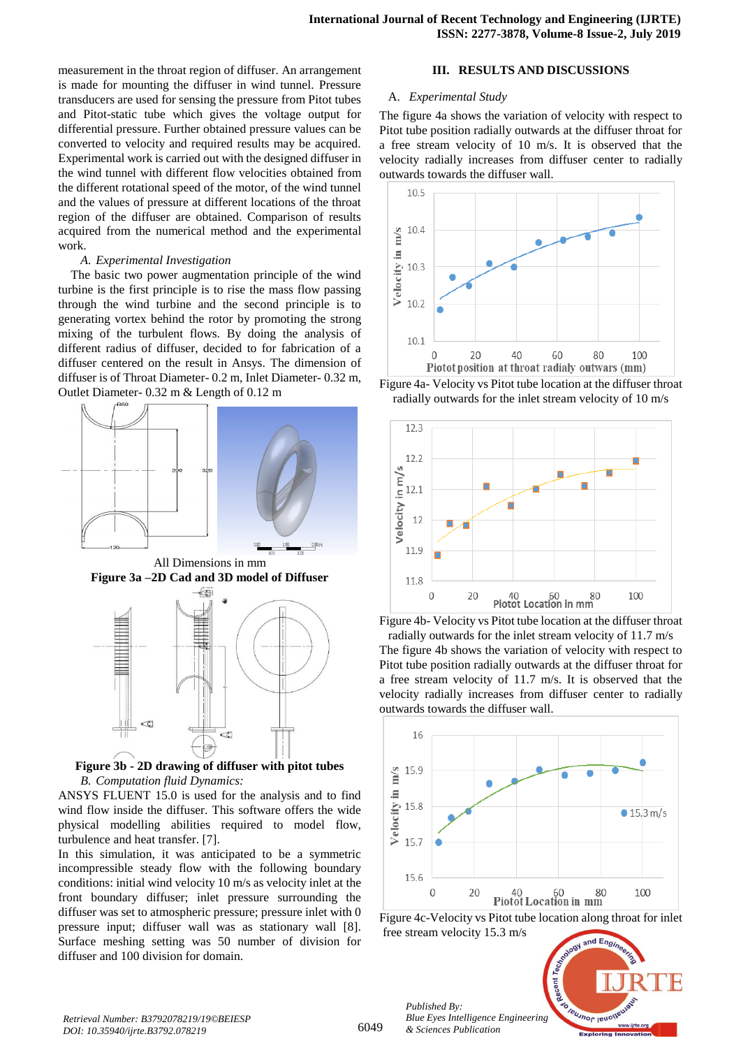measurement in the throat region of diffuser. An arrangement is made for mounting the diffuser in wind tunnel. Pressure transducers are used for sensing the pressure from Pitot tubes and Pitot-static tube which gives the voltage output for differential pressure. Further obtained pressure values can be converted to velocity and required results may be acquired. Experimental work is carried out with the designed diffuser in the wind tunnel with different flow velocities obtained from the different rotational speed of the motor, of the wind tunnel and the values of pressure at different locations of the throat region of the diffuser are obtained. Comparison of results acquired from the numerical method and the experimental work.

*A. Experimental Investigation*

The basic two power augmentation principle of the wind turbine is the first principle is to rise the mass flow passing through the wind turbine and the second principle is to generating vortex behind the rotor by promoting the strong mixing of the turbulent flows. By doing the analysis of different radius of diffuser, decided to for fabrication of a diffuser centered on the result in Ansys. The dimension of diffuser is of Throat Diameter- 0.2 m, Inlet Diameter- 0.32 m, Outlet Diameter- 0.32 m & Length of 0.12 m

All Dimensions in mm

**Figure 3a –2D Cad and 3D model of Diffuser**

**Figure 3b - 2D drawing of diffuser with pitot tubes**

*B. Computation fluid Dynamics:*

ANSYS FLUENT 15.0 is used for the analysis and to find wind flow inside the diffuser. This software offers the wide physical modelling abilities required to model flow, turbulence and heat transfer. [7].

In this simulation, it was anticipated to be a symmetric incompressible steady flow with the following boundary conditions: initial wind velocity 10 m/s as velocity inlet at the front boundary diffuser; inlet pressure surrounding the diffuser was set to atmospheric pressure; pressure inlet with 0 pressure input; diffuser wall was as stationary wall [8]. Surface meshing setting was 50 number of division for diffuser and 100 division for domain.

## III. RESULTS AND DISCUSSIONS

*A. Experimental Study*

The figure 4a shows the variation of velocity with respect to Pitot tube position radially outwards at the diffuser throat for a free stream velocity of 10 m/s. It is observed that the velocity radially increases from diffuser center to radially outwards towards the diffuser wall.

Figure 4a- Velocity vs Pitot tube location at the diffuser throat radially outwards for the inlet stream velocity of 10 m/s

Figure 4b- Velocity vs Pitot tube location at the diffuser throat radially outwards for the inlet stream velocity of 11.7 m/s

The figure 4b shows the variation of velocity with respect to Pitot tube position radially outwards at the diffuser throat for a free stream velocity of 11.7 m/s. It is observed that the velocity radially increases from diffuser center to radially outwards towards the diffuser wall.

Figure 4c-Velocity vs Pitot tube location along throat for inlet free stream velocity 15.3 m/s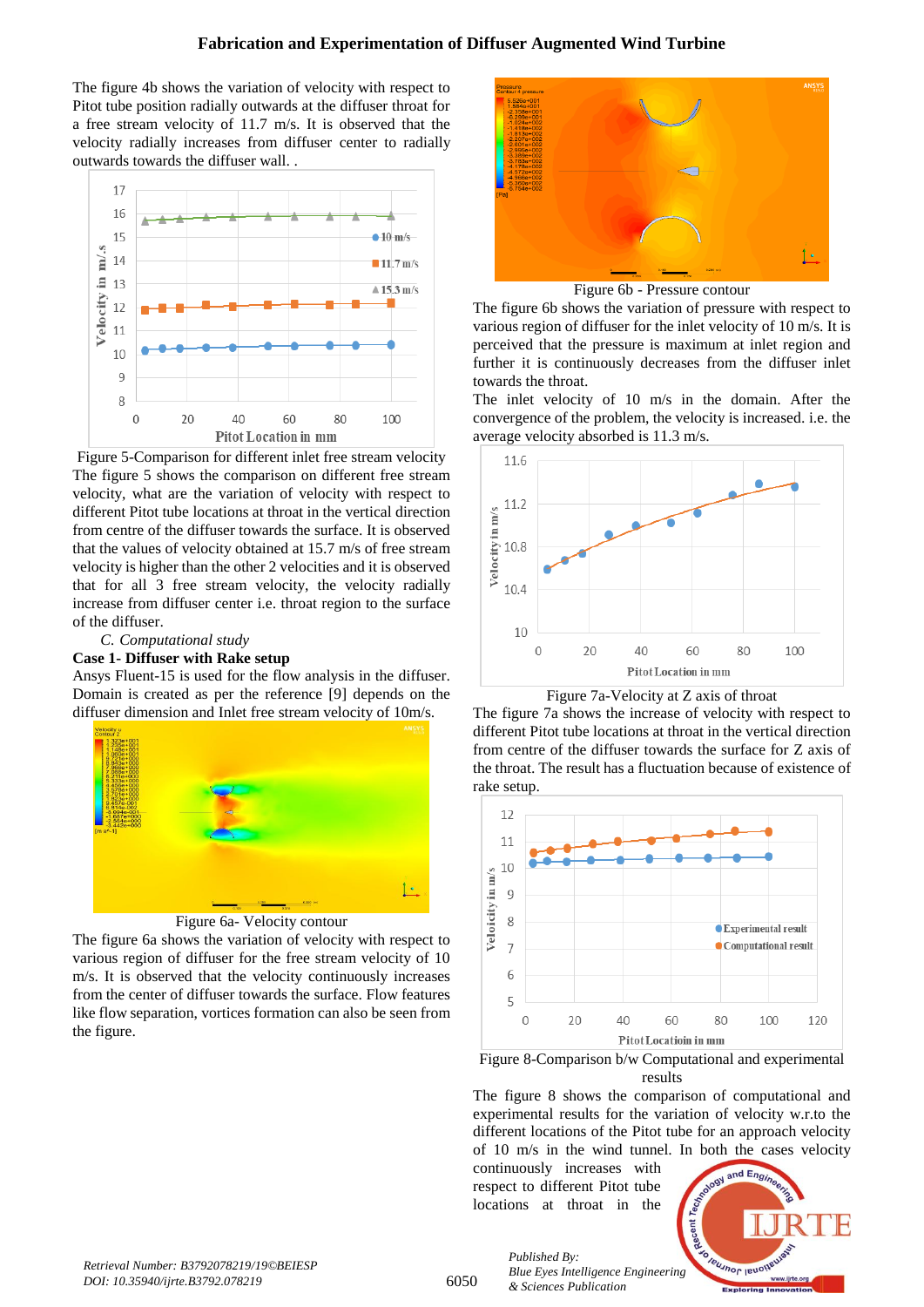The figure 4b shows the variation of velocity with respect to Pitot tube position radially outwards at the diffuser throat for a free stream velocity of 11.7 m/s. It is observed that the velocity radially increases from diffuser center to radially outwards towards the diffuser wall. .

Figure 5-Comparison for different inlet free stream velocity

The figure 5 shows the comparison on different free stream velocity, what are the variation of velocity with respect to different Pitot tube locations at throat in the vertical direction from centre of the diffuser towards the surface. It is observed that the values of velocity obtained at 15.7 m/s of free stream velocity is higher than the other 2 velocities and it is observed that for all 3 free stream velocity, the velocity radially increase from diffuser center i.e. throat region to the surface of the diffuser.

*C. Computational study*

**Case 1- Diffuser with Rake setup**

Ansys Fluent-15 is used for the flow analysis in the diffuser. Domain is created as per the reference [9] depends on the diffuser dimension and Inlet free stream velocity of 10m/s.

Figure 6a- Velocity contour

The figure 6a shows the variation of velocity with respect to various region of diffuser for the free stream velocity of 10 m/s. It is observed that the velocity continuously increases from the center of diffuser towards the surface. Flow features like flow separation, vortices formation can also be seen from the figure.

Figure 6b - Pressure contour

The figure 6b shows the variation of pressure with respect to various region of diffuser for the inlet velocity of 10 m/s. It is perceived that the pressure is maximum at inlet region and further it is continuously decreases from the diffuser inlet towards the throat.

The inlet velocity of 10 m/s in the domain. After the convergence of the problem, the velocity is increased. i.e. the average velocity absorbed is 11.3 m/s.

Figure 7a-Velocity at Z axis of throat

The figure 7a shows the increase of velocity with respect to different Pitot tube locations at throat in the vertical direction from centre of the diffuser towards the surface for Z axis of the throat. The result has a fluctuation because of existence of rake setup.

Figure 8-Comparison b/w Computational and experimental results

The figure 8 shows the comparison of computational and experimental results for the variation of velocity w.r.to the different locations of the Pitot tube for an approach velocity of 10 m/s in the wind tunnel. In both the cases velocity continuously increases with respect to different Pitot tube locations at throat in the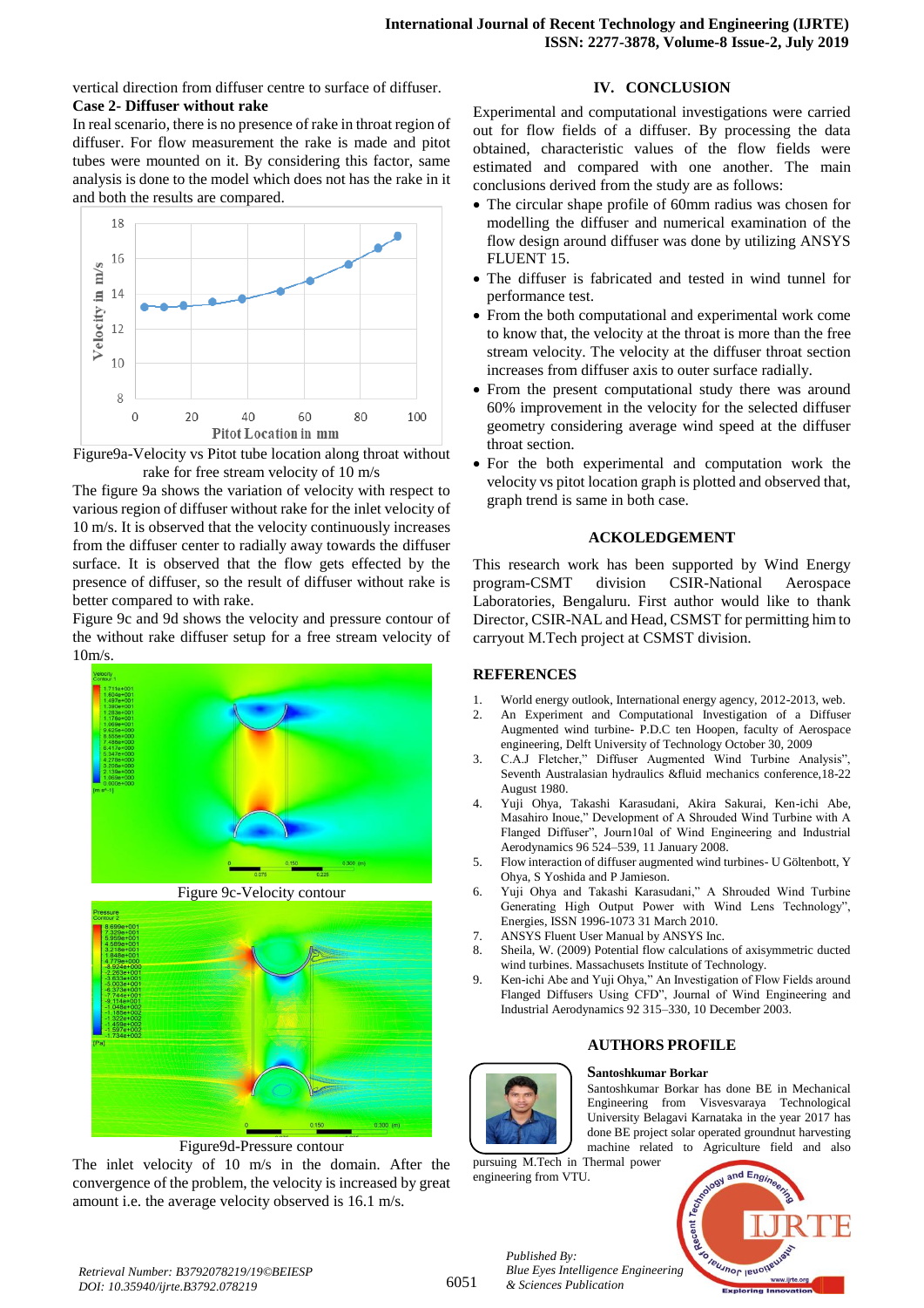vertical direction from diffuser centre to surface of diffuser.

**Case 2- Diffuser without rake**

In real scenario, there is no presence of rake in throat region of diffuser. For flow measurement the rake is made and pitot tubes were mounted on it. By considering this factor, same analysis is done to the model which does not has the rake in it and both the results are compared.

Figure9a-Velocity vs Pitot tube location along throat without rake for free stream velocity of 10 m/s

The figure 9a shows the variation of velocity with respect to various region of diffuser without rake for the inlet velocity of 10 m/s. It is observed that the velocity continuously increases from the diffuser center to radially away towards the diffuser surface. It is observed that the flow gets effected by the presence of diffuser, so the result of diffuser without rake is better compared to with rake.

Figure 9c and 9d shows the velocity and pressure contour of the without rake diffuser setup for a free stream velocity of 10m/s.

Figure 9c-Velocity contour

Figure9d-Pressure contour

The inlet velocity of 10 m/s in the domain. After the convergence of the problem, the velocity is increased by great amount i.e. the average velocity observed is 16.1 m/s.

## IV. CONCLUSION

Experimental and computational investigations were carried out for flow fields of a diffuser. By processing the data obtained, characteristic values of the flow fields were estimated and compared with one another. The main conclusions derived from the study are as follows:

- The circular shape profile of 60mm radius was chosen for modelling the diffuser and numerical examination of the flow design around diffuser was done by utilizing ANSYS FLUENT 15.
- The diffuser is fabricated and tested in wind tunnel for performance test.
- From the both computational and experimental work come to know that, the velocity at the throat is more than the free stream velocity. The velocity at the diffuser throat section increases from diffuser axis to outer surface radially.
- From the present computational study there was around 60% improvement in the velocity for the selected diffuser geometry considering average wind speed at the diffuser throat section.
- For the both experimental and computation work the velocity vs pitot location graph is plotted and observed that, graph trend is same in both case.

## ACKOLEDGEMENT

This research work has been supported by Wind Energy program-CSMT division CSIR-National Aerospace Laboratories, Bengaluru. First author would like to thank Director, CSIR-NAL and Head, CSMST for permitting him to carryout M.Tech project at CSMST division.

## REFERENCES

1. World energy outlook, International energy agency, 2012-2013, web.
2. An Experiment and Computational Investigation of a Diffuser Augmented wind turbine- P.D.C ten Hoopen, faculty of Aerospace engineering, Delft University of Technology October 30, 2009
3. C.A.J Fletcher," Diffuser Augmented Wind Turbine Analysis", Seventh Australasian hydraulics &fluid mechanics conference,18-22 August 1980.
4. Yuji Ohya, Takashi Karasudani, Akira Sakurai, Ken-ichi Abe, Masahiro Inoue," Development of A Shrouded Wind Turbine with A Flanged Diffuser", Journ10al of Wind Engineering and Industrial Aerodynamics 96 524–539, 11 January 2008.
5. Flow interaction of diffuser augmented wind turbines- U Göltenbott, Y Ohya, S Yoshida and P Jamieson.
6. Yuji Ohya and Takashi Karasudani," A Shrouded Wind Turbine Generating High Output Power with Wind Lens Technology", Energies, ISSN 1996-1073 31 March 2010.
7. ANSYS Fluent User Manual by ANSYS Inc.
8. Sheila, W. (2009) Potential flow calculations of axisymmetric ducted wind turbines. Massachusets Institute of Technology.
9. Ken-ichi Abe and Yuji Ohya," An Investigation of Flow Fields around Flanged Diffusers Using CFD", Journal of Wind Engineering and Industrial Aerodynamics 92 315–330, 10 December 2003.

## AUTHORS PROFILE

**Santoshkumar Borkar**

Santoshkumar Borkar has done BE in Mechanical Engineering from Visvesvaraya Technological University Belagavi Karnataka in the year 2017 has done BE project solar operated groundnut harvesting machine related to Agriculture field and also pursuing M.Tech in Thermal power engineering from VTU.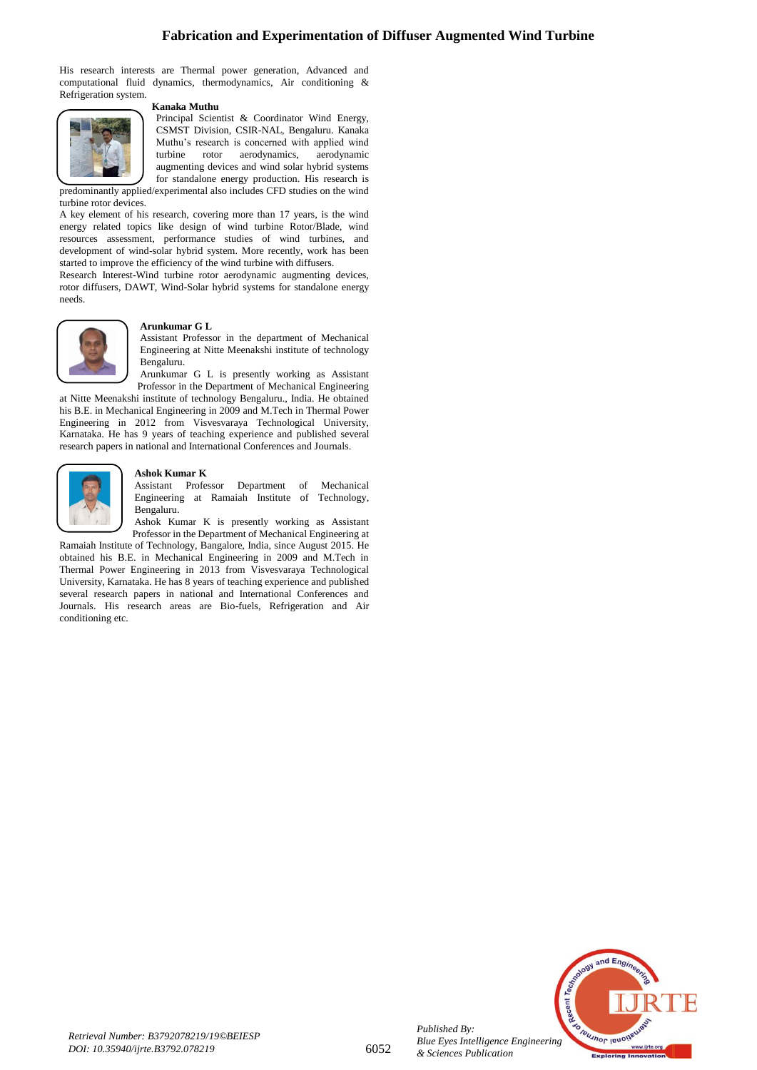His research interests are Thermal power generation, Advanced and computational fluid dynamics, thermodynamics, Air conditioning & Refrigeration system.

**Kanaka Muthu**

Principal Scientist & Coordinator Wind Energy, CSMST Division, CSIR-NAL, Bengaluru. Kanaka Muthu's research is concerned with applied wind turbine rotor aerodynamics, aerodynamic augmenting devices and wind solar hybrid systems for standalone energy production. His research is predominantly applied/experimental also includes CFD studies on the wind turbine rotor devices.

A key element of his research, covering more than 17 years, is the wind energy related topics like design of wind turbine Rotor/Blade, wind resources assessment, performance studies of wind turbines, and development of wind-solar hybrid system. More recently, work has been started to improve the efficiency of the wind turbine with diffusers.

Research Interest-Wind turbine rotor aerodynamic augmenting devices, rotor diffusers, DAWT, Wind-Solar hybrid systems for standalone energy needs.

**Arunkumar G L**

Assistant Professor in the department of Mechanical Engineering at Nitte Meenakshi institute of technology Bengaluru.

Arunkumar G L is presently working as Assistant Professor in the Department of Mechanical Engineering at Nitte Meenakshi institute of technology Bengaluru., India. He obtained his B.E. in Mechanical Engineering in 2009 and M.Tech in Thermal Power Engineering in 2012 from Visvesvaraya Technological University, Karnataka. He has 9 years of teaching experience and published several research papers in national and International Conferences and Journals.

**Ashok Kumar K**

Assistant Professor Department of Mechanical Engineering at Ramaiah Institute of Technology, Bengaluru.

Ashok Kumar K is presently working as Assistant Professor in the Department of Mechanical Engineering at Ramaiah Institute of Technology, Bangalore, India, since August 2015. He obtained his B.E. in Mechanical Engineering in 2009 and M.Tech in Thermal Power Engineering in 2013 from Visvesvaraya Technological University, Karnataka. He has 8 years of teaching experience and published several research papers in national and International Conferences and Journals. His research areas are Bio-fuels, Refrigeration and Air conditioning etc.